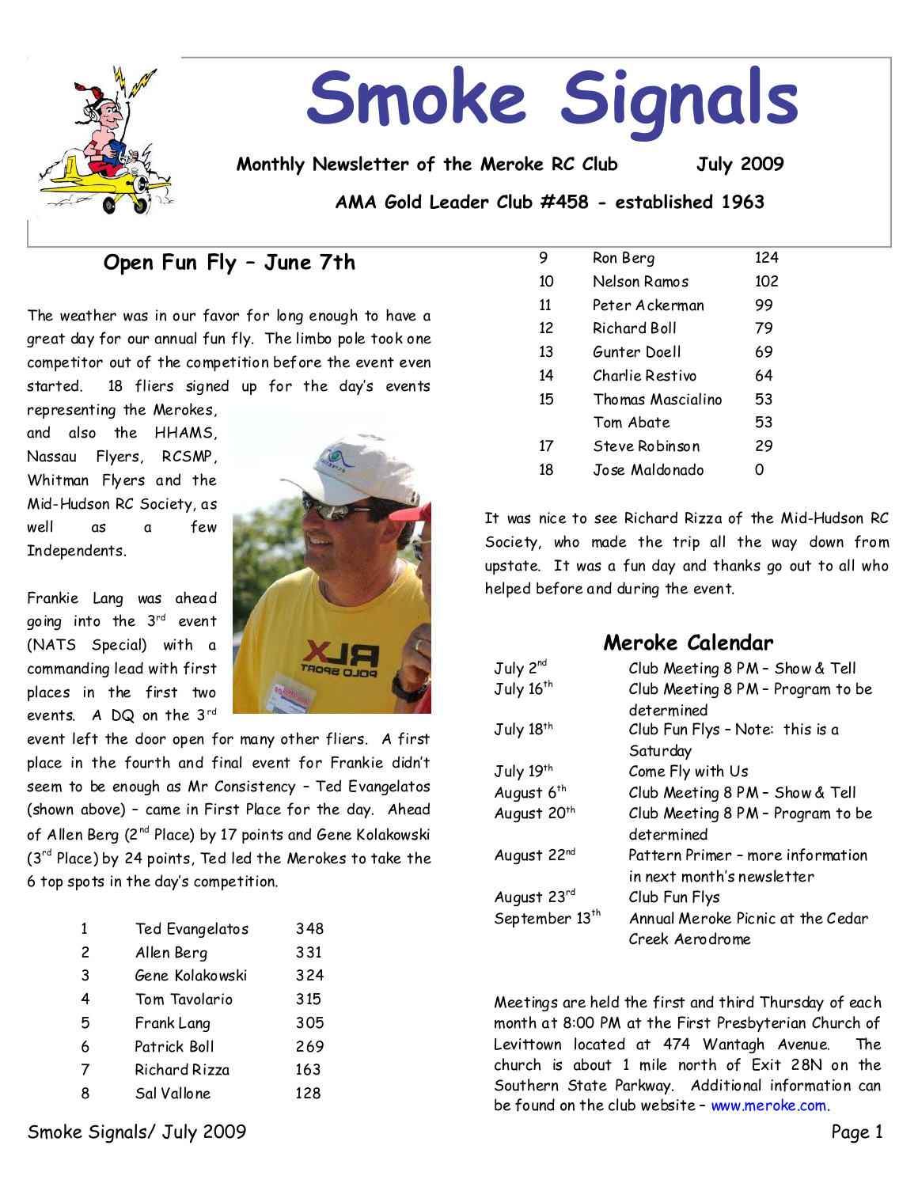# Smoke Signals

**Monthly Newsletter of the Meroke RC Club** **July 2009**

**AMA Gold Leader Club #458 - established 1963**

## Open Fun Fly – June 7th

The weather was in our favor for long enough to have a great day for our annual fun fly. The limbo pole took one competitor out of the competition before the event even started. 18 fliers signed up for the day's events representing the Merokes, and also the HHAMS, Nassau Flyers, RCSMP, Whitman Flyers and the Mid-Hudson RC Society, as well as a few Independents.

Frankie Lang was ahead going into the 3rd event (NATS Special) with a commanding lead with first places in the first two events. A DQ on the 3rd event left the door open for many other fliers. A first place in the fourth and final event for Frankie didn't seem to be enough as Mr Consistency – Ted Evangelatos (shown above) – came in First Place for the day. Ahead of Allen Berg (2nd Place) by 17 points and Gene Kolakowski (3rd Place) by 24 points, Ted led the Merokes to take the 6 top spots in the day's competition.

| | | |
|---|---|---|
| 1 | Ted Evangelatos | 348 |
| 2 | Allen Berg | 331 |
| 3 | Gene Kolakowski | 324 |
| 4 | Tom Tavolario | 315 |
| 5 | Frank Lang | 305 |
| 6 | Patrick Boll | 269 |
| 7 | Richard Rizza | 163 |
| 8 | Sal Vallone | 128 |
| 9 | Ron Berg | 124 |
| 10 | Nelson Ramos | 102 |
| 11 | Peter Ackerman | 99 |
| 12 | Richard Boll | 79 |
| 13 | Gunter Doell | 69 |
| 14 | Charlie Restivo | 64 |
| 15 | Thomas Mascialino | 53 |
| | Tom Abate | 53 |
| 17 | Steve Robinson | 29 |
| 18 | Jose Maldonado | 0 |

It was nice to see Richard Rizza of the Mid-Hudson RC Society, who made the trip all the way down from upstate. It was a fun day and thanks go out to all who helped before and during the event.

## Meroke Calendar

| | |
|---|---|
| July 2nd | Club Meeting 8 PM – Show & Tell |
| July 16th | Club Meeting 8 PM – Program to be determined |
| July 18th | Club Fun Flys – Note: this is a Saturday |
| July 19th | Come Fly with Us |
| August 6th | Club Meeting 8 PM – Show & Tell |
| August 20th | Club Meeting 8 PM – Program to be determined |
| August 22nd | Pattern Primer – more information in next month's newsletter |
| August 23rd | Club Fun Flys |
| September 13th | Annual Meroke Picnic at the Cedar Creek Aerodrome |

Meetings are held the first and third Thursday of each month at 8:00 PM at the First Presbyterian Church of Levittown located at 474 Wantagh Avenue. The church is about 1 mile north of Exit 28N on the Southern State Parkway. Additional information can be found on the club website – www.meroke.com.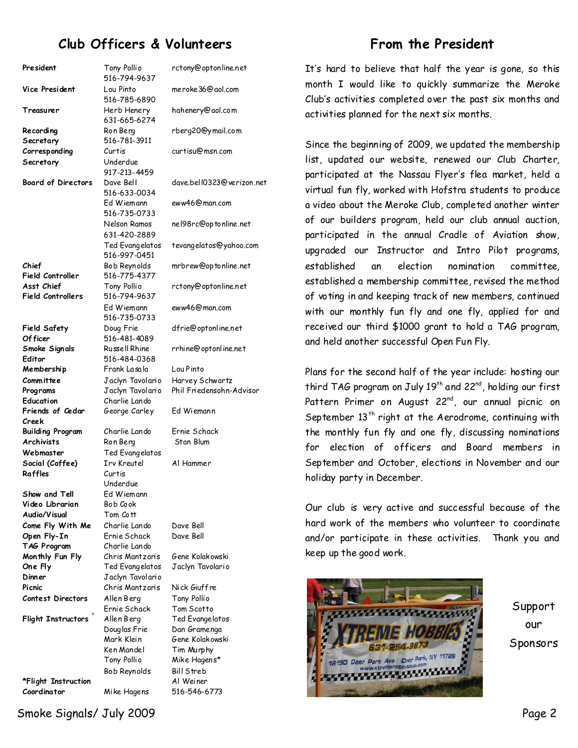## Club Officers & Volunteers

| Position | Name | Contact |
|---|---|---|
| **President** | Tony Pollio 516-794-9637 | rctony@optonline.net |
| **Vice President** | Lou Pinto 516-785-6890 | meroke36@aol.com |
| **Treasurer** | Herb Henery 631-665-6274 | hahenery@aol.com |
| **Recording Secretary** | Ron Berg 516-781-3911 | rberg20@ymail.com |
| **Corresponding Secretary** | Curtis Underdue 917-213-4459 | curtisu@msn.com |
| **Board of Directors** | Dave Bell 516-633-0034 | dave.bell0323@verizon.net |
| | Ed Wiemann 516-735-0733 | eww46@man.com |
| | Nelson Ramos 631-420-2889 | nel98rc@optonline.net |
| | Ted Evangelatos 516-997-0451 | tevangelatos@yahoo.com |
| **Chief Field Controller** | Bob Reynolds 516-775-4377 | mrbrew@optonline.net |
| **Asst Chief Field Controllers** | Tony Pollio 516-794-9637 | rctony@optonline.net |
| | Ed Wiemann 516-735-0733 | eww46@man.com |
| **Field Safety Officer** | Doug Frie 516-481-4089 | dfrie@optonline.net |
| **Smoke Signals Editor** | Russell Rhine 516-484-0368 | rrhine@optonline.net |
| **Membership Committee** | Frank Lasala | Lou Pinto |
| | Jaclyn Tavolario | Harvey Schwartz |
| **Programs** | Jaclyn Tavolario | Phil Friedensohn-Advisor |
| **Education** | Charlie Lando | |
| **Friends of Cedar Creek** | George Carley | Ed Wiemann |
| **Building Program** | Charlie Lando | Ernie Schack |
| **Archivists** | Ron Berg | Stan Blum |
| **Webmaster** | Ted Evangelatos | |
| **Social (Coffee)** | Irv Kreutel | Al Hammer |
| **Raffles** | Curtis Underdue | |
| **Show and Tell** | Ed Wiemann | |
| **Video Librarian** | Bob Cook | |
| **Audio/Visual** | Tom Cott | |
| **Come Fly With Me** | Charlie Lando | Dave Bell |
| **Open Fly-In** | Ernie Schack | Dave Bell |
| **TAG Program** | Charlie Lando | |
| **Monthly Fun Fly** | Chris Mantzaris | Gene Kolakowski |
| **One Fly** | Ted Evangelatos | Jaclyn Tavolario |
| **Dinner** | Jaclyn Tavolario | |
| **Picnic** | Chris Mantzaris | Nick Giuffre |
| **Contest Directors** | Allen Berg | Tony Pollio |
| | Ernie Schack | Tom Scotto |
| **Flight Instructors** | Allen Berg | Ted Evangelatos |
| | Douglas Frie | Dan Gramenga |
| | Mark Klein | Gene Kolakowski |
| | Ken Mandel | Tim Murphy |
| | Tony Pollio | Mike Hagens* |
| | Bob Reynolds | Bill Streb |
| | | Al Weiner |
| **\*Flight Instruction Coordinator** | Mike Hagens | 516-546-6773 |

## From the President

It's hard to believe that half the year is gone, so this month I would like to quickly summarize the Meroke Club's activities completed over the past six months and activities planned for the next six months.

Since the beginning of 2009, we updated the membership list, updated our website, renewed our Club Charter, participated at the Nassau Flyer's flea market, held a virtual fun fly, worked with Hofstra students to produce a video about the Meroke Club, completed another winter of our builders program, held our club annual auction, participated in the annual Cradle of Aviation show, upgraded our Instructor and Intro Pilot programs, established an election nomination committee, established a membership committee, revised the method of voting in and keeping track of new members, continued with our monthly fun fly and one fly, applied for and received our third $1000 grant to hold a TAG program, and held another successful Open Fun Fly.

Plans for the second half of the year include: hosting our third TAG program on July 19th and 22nd, holding our first Pattern Primer on August 22nd, our annual picnic on September 13th right at the Aerodrome, continuing with the monthly fun fly and one fly, discussing nominations for election of officers and Board members in September and October, elections in November and our holiday party in December.

Our club is very active and successful because of the hard work of the members who volunteer to coordinate and/or participate in these activities. Thank you and keep up the good work.

Support our Sponsors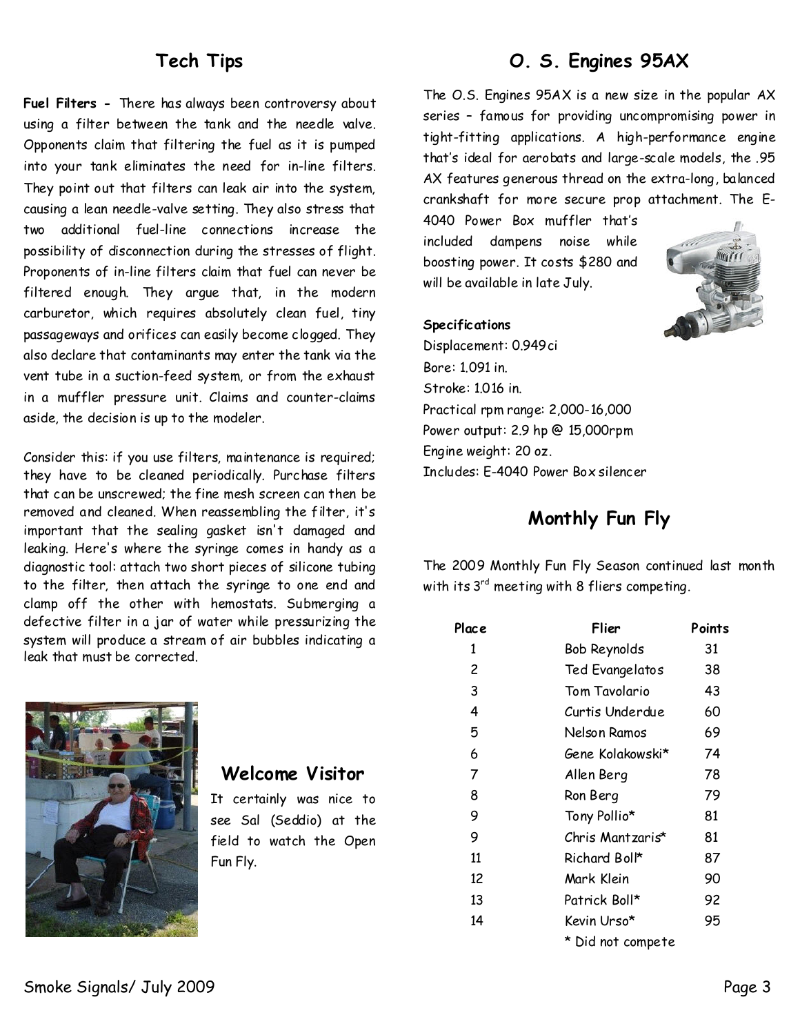## Tech Tips

**Fuel Filters -** There has always been controversy about using a filter between the tank and the needle valve. Opponents claim that filtering the fuel as it is pumped into your tank eliminates the need for in-line filters. They point out that filters can leak air into the system, causing a lean needle-valve setting. They also stress that two additional fuel-line connections increase the possibility of disconnection during the stresses of flight. Proponents of in-line filters claim that fuel can never be filtered enough. They argue that, in the modern carburetor, which requires absolutely clean fuel, tiny passageways and orifices can easily become clogged. They also declare that contaminants may enter the tank via the vent tube in a suction-feed system, or from the exhaust in a muffler pressure unit. Claims and counter-claims aside, the decision is up to the modeler.

Consider this: if you use filters, maintenance is required; they have to be cleaned periodically. Purchase filters that can be unscrewed; the fine mesh screen can then be removed and cleaned. When reassembling the filter, it's important that the sealing gasket isn't damaged and leaking. Here's where the syringe comes in handy as a diagnostic tool: attach two short pieces of silicone tubing to the filter, then attach the syringe to one end and clamp off the other with hemostats. Submerging a defective filter in a jar of water while pressurizing the system will produce a stream of air bubbles indicating a leak that must be corrected.

## Welcome Visitor

It certainly was nice to see Sal (Seddio) at the field to watch the Open Fun Fly.

## O. S. Engines 95AX

The O.S. Engines 95AX is a new size in the popular AX series – famous for providing uncompromising power in tight-fitting applications. A high-performance engine that's ideal for aerobats and large-scale models, the .95 AX features generous thread on the extra-long, balanced crankshaft for more secure prop attachment. The E-4040 Power Box muffler that's included dampens noise while boosting power. It costs $280 and will be available in late July.

**Specifications**

Displacement: 0.949ci
Bore: 1.091 in.
Stroke: 1.016 in.
Practical rpm range: 2,000-16,000
Power output: 2.9 hp @ 15,000rpm
Engine weight: 20 oz.
Includes: E-4040 Power Box silencer

## Monthly Fun Fly

The 2009 Monthly Fun Fly Season continued last month with its 3rd meeting with 8 fliers competing.

| Place | Flier | Points |
|---|---|---|
| 1 | Bob Reynolds | 31 |
| 2 | Ted Evangelatos | 38 |
| 3 | Tom Tavolario | 43 |
| 4 | Curtis Underdue | 60 |
| 5 | Nelson Ramos | 69 |
| 6 | Gene Kolakowski* | 74 |
| 7 | Allen Berg | 78 |
| 8 | Ron Berg | 79 |
| 9 | Tony Pollio* | 81 |
| 9 | Chris Mantzaris* | 81 |
| 11 | Richard Boll* | 87 |
| 12 | Mark Klein | 90 |
| 13 | Patrick Boll* | 92 |
| 14 | Kevin Urso* | 95 |

\* Did not compete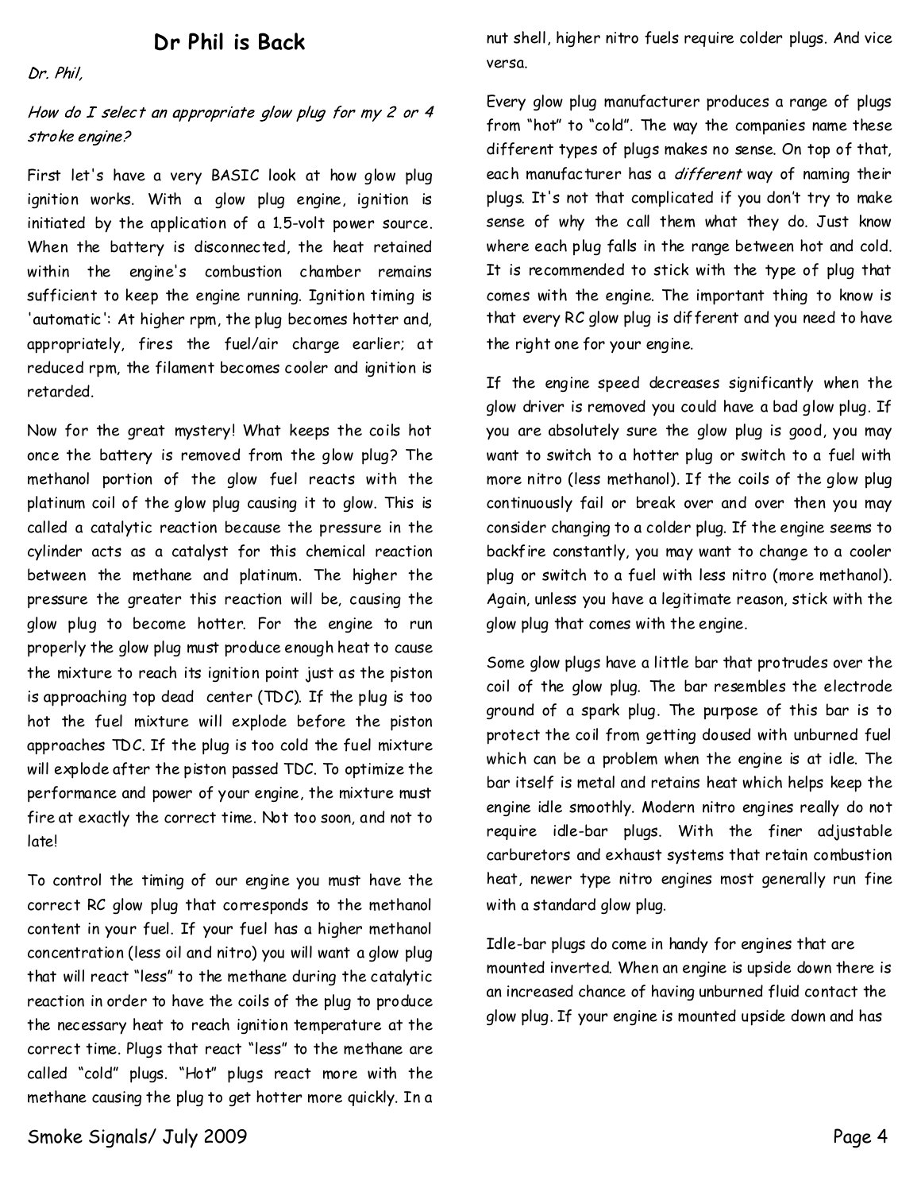## Dr Phil is Back

*Dr. Phil,*

*How do I select an appropriate glow plug for my 2 or 4 stroke engine?*

First let's have a very BASIC look at how glow plug ignition works. With a glow plug engine, ignition is initiated by the application of a 1.5-volt power source. When the battery is disconnected, the heat retained within the engine's combustion chamber remains sufficient to keep the engine running. Ignition timing is 'automatic': At higher rpm, the plug becomes hotter and, appropriately, fires the fuel/air charge earlier; at reduced rpm, the filament becomes cooler and ignition is retarded.

Now for the great mystery! What keeps the coils hot once the battery is removed from the glow plug? The methanol portion of the glow fuel reacts with the platinum coil of the glow plug causing it to glow. This is called a catalytic reaction because the pressure in the cylinder acts as a catalyst for this chemical reaction between the methane and platinum. The higher the pressure the greater this reaction will be, causing the glow plug to become hotter. For the engine to run properly the glow plug must produce enough heat to cause the mixture to reach its ignition point just as the piston is approaching top dead center (TDC). If the plug is too hot the fuel mixture will explode before the piston approaches TDC. If the plug is too cold the fuel mixture will explode after the piston passed TDC. To optimize the performance and power of your engine, the mixture must fire at exactly the correct time. Not too soon, and not to late!

To control the timing of our engine you must have the correct RC glow plug that corresponds to the methanol content in your fuel. If your fuel has a higher methanol concentration (less oil and nitro) you will want a glow plug that will react "less" to the methane during the catalytic reaction in order to have the coils of the plug to produce the necessary heat to reach ignition temperature at the correct time. Plugs that react "less" to the methane are called "cold" plugs. "Hot" plugs react more with the methane causing the plug to get hotter more quickly. In a nut shell, higher nitro fuels require colder plugs. And vice versa.

Every glow plug manufacturer produces a range of plugs from "hot" to "cold". The way the companies name these different types of plugs makes no sense. On top of that, each manufacturer has a *different* way of naming their plugs. It's not that complicated if you don't try to make sense of why the call them what they do. Just know where each plug falls in the range between hot and cold. It is recommended to stick with the type of plug that comes with the engine. The important thing to know is that every RC glow plug is different and you need to have the right one for your engine.

If the engine speed decreases significantly when the glow driver is removed you could have a bad glow plug. If you are absolutely sure the glow plug is good, you may want to switch to a hotter plug or switch to a fuel with more nitro (less methanol). If the coils of the glow plug continuously fail or break over and over then you may consider changing to a colder plug. If the engine seems to backfire constantly, you may want to change to a cooler plug or switch to a fuel with less nitro (more methanol). Again, unless you have a legitimate reason, stick with the glow plug that comes with the engine.

Some glow plugs have a little bar that protrudes over the coil of the glow plug. The bar resembles the electrode ground of a spark plug. The purpose of this bar is to protect the coil from getting doused with unburned fuel which can be a problem when the engine is at idle. The bar itself is metal and retains heat which helps keep the engine idle smoothly. Modern nitro engines really do not require idle-bar plugs. With the finer adjustable carburetors and exhaust systems that retain combustion heat, newer type nitro engines most generally run fine with a standard glow plug.

Idle-bar plugs do come in handy for engines that are mounted inverted. When an engine is upside down there is an increased chance of having unburned fluid contact the glow plug. If your engine is mounted upside down and has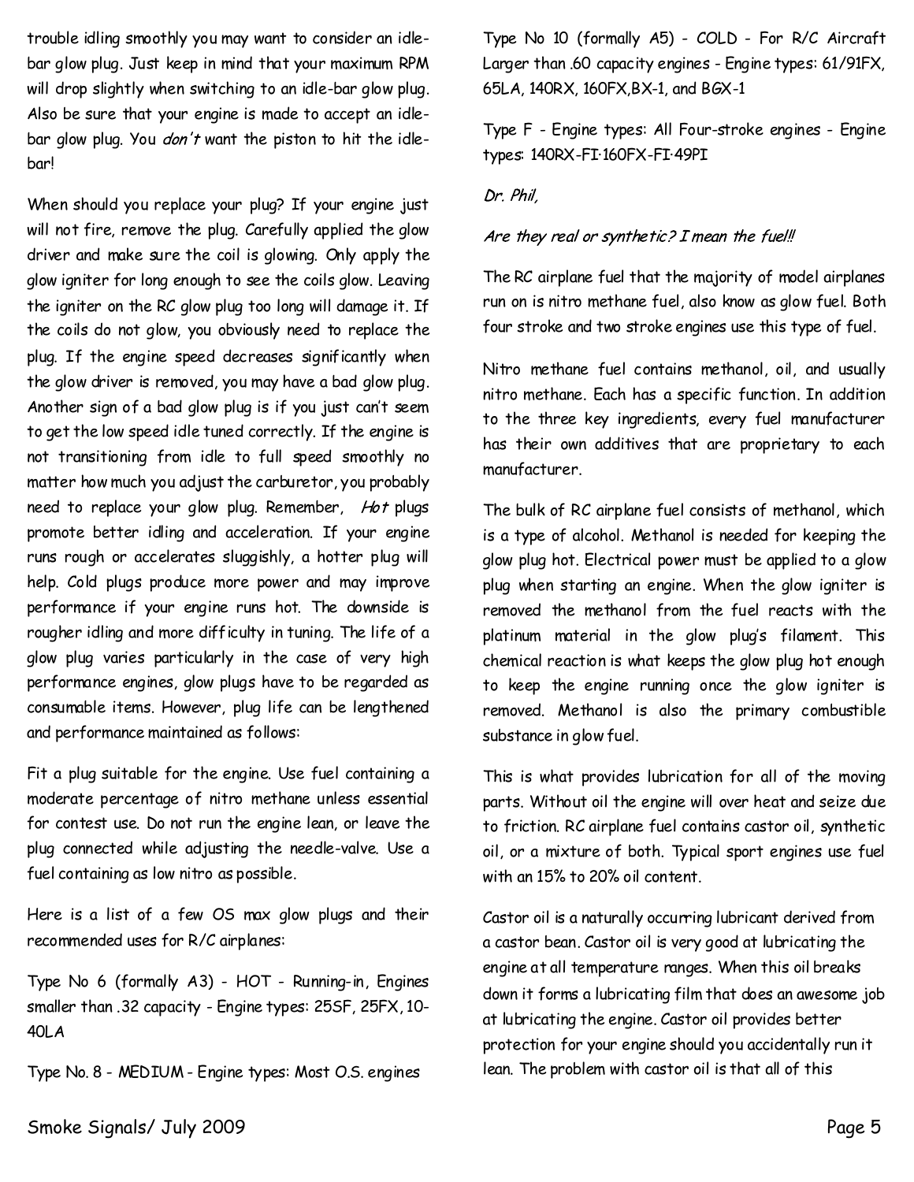trouble idling smoothly you may want to consider an idle-bar glow plug. Just keep in mind that your maximum RPM will drop slightly when switching to an idle-bar glow plug. Also be sure that your engine is made to accept an idle-bar glow plug. You *don't* want the piston to hit the idle-bar!

When should you replace your plug? If your engine just will not fire, remove the plug. Carefully applied the glow driver and make sure the coil is glowing. Only apply the glow igniter for long enough to see the coils glow. Leaving the igniter on the RC glow plug too long will damage it. If the coils do not glow, you obviously need to replace the plug. If the engine speed decreases significantly when the glow driver is removed, you may have a bad glow plug. Another sign of a bad glow plug is if you just can't seem to get the low speed idle tuned correctly. If the engine is not transitioning from idle to full speed smoothly no matter how much you adjust the carburetor, you probably need to replace your glow plug. Remember, *Hot* plugs promote better idling and acceleration. If your engine runs rough or accelerates sluggishly, a hotter plug will help. Cold plugs produce more power and may improve performance if your engine runs hot. The downside is rougher idling and more difficulty in tuning. The life of a glow plug varies particularly in the case of very high performance engines, glow plugs have to be regarded as consumable items. However, plug life can be lengthened and performance maintained as follows:

Fit a plug suitable for the engine. Use fuel containing a moderate percentage of nitro methane unless essential for contest use. Do not run the engine lean, or leave the plug connected while adjusting the needle-valve. Use a fuel containing as low nitro as possible.

Here is a list of a few OS max glow plugs and their recommended uses for R/C airplanes:

Type No 6 (formally A3) - HOT - Running-in, Engines smaller than .32 capacity - Engine types: 25SF, 25FX, 10-40LA

Type No. 8 - MEDIUM - Engine types: Most O.S. engines

Type No 10 (formally A5) - COLD - For R/C Aircraft Larger than .60 capacity engines - Engine types: 61/91FX, 65LA, 140RX, 160FX,BX-1, and BGX-1

Type F - Engine types: All Four-stroke engines - Engine types: 140RX-FI·160FX-FI·49PI

*Dr. Phil,*

*Are they real or synthetic? I mean the fuel!!*

The RC airplane fuel that the majority of model airplanes run on is nitro methane fuel, also know as glow fuel. Both four stroke and two stroke engines use this type of fuel.

Nitro methane fuel contains methanol, oil, and usually nitro methane. Each has a specific function. In addition to the three key ingredients, every fuel manufacturer has their own additives that are proprietary to each manufacturer.

The bulk of RC airplane fuel consists of methanol, which is a type of alcohol. Methanol is needed for keeping the glow plug hot. Electrical power must be applied to a glow plug when starting an engine. When the glow igniter is removed the methanol from the fuel reacts with the platinum material in the glow plug's filament. This chemical reaction is what keeps the glow plug hot enough to keep the engine running once the glow igniter is removed. Methanol is also the primary combustible substance in glow fuel.

This is what provides lubrication for all of the moving parts. Without oil the engine will over heat and seize due to friction. RC airplane fuel contains castor oil, synthetic oil, or a mixture of both. Typical sport engines use fuel with an 15% to 20% oil content.

Castor oil is a naturally occurring lubricant derived from a castor bean. Castor oil is very good at lubricating the engine at all temperature ranges. When this oil breaks down it forms a lubricating film that does an awesome job at lubricating the engine. Castor oil provides better protection for your engine should you accidentally run it lean. The problem with castor oil is that all of this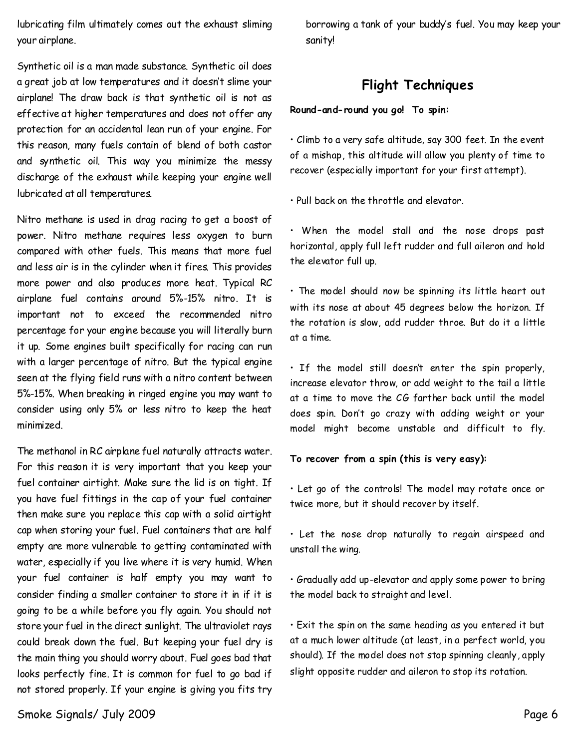lubricating film ultimately comes out the exhaust sliming your airplane.

Synthetic oil is a man made substance. Synthetic oil does a great job at low temperatures and it doesn't slime your airplane! The draw back is that synthetic oil is not as effective at higher temperatures and does not offer any protection for an accidental lean run of your engine. For this reason, many fuels contain of blend of both castor and synthetic oil. This way you minimize the messy discharge of the exhaust while keeping your engine well lubricated at all temperatures.

Nitro methane is used in drag racing to get a boost of power. Nitro methane requires less oxygen to burn compared with other fuels. This means that more fuel and less air is in the cylinder when it fires. This provides more power and also produces more heat. Typical RC airplane fuel contains around 5%-15% nitro. It is important not to exceed the recommended nitro percentage for your engine because you will literally burn it up. Some engines built specifically for racing can run with a larger percentage of nitro. But the typical engine seen at the flying field runs with a nitro content between 5%-15%. When breaking in ringed engine you may want to consider using only 5% or less nitro to keep the heat minimized.

The methanol in RC airplane fuel naturally attracts water. For this reason it is very important that you keep your fuel container airtight. Make sure the lid is on tight. If you have fuel fittings in the cap of your fuel container then make sure you replace this cap with a solid airtight cap when storing your fuel. Fuel containers that are half empty are more vulnerable to getting contaminated with water, especially if you live where it is very humid. When your fuel container is half empty you may want to consider finding a smaller container to store it in if it is going to be a while before you fly again. You should not store your fuel in the direct sunlight. The ultraviolet rays could break down the fuel. But keeping your fuel dry is the main thing you should worry about. Fuel goes bad that looks perfectly fine. It is common for fuel to go bad if not stored properly. If your engine is giving you fits try borrowing a tank of your buddy's fuel. You may keep your sanity!

## Flight Techniques

**Round-and-round you go! To spin:**

• Climb to a very safe altitude, say 300 feet. In the event of a mishap, this altitude will allow you plenty of time to recover (especially important for your first attempt).

• Pull back on the throttle and elevator.

• When the model stall and the nose drops past horizontal, apply full left rudder and full aileron and hold the elevator full up.

• The model should now be spinning its little heart out with its nose at about 45 degrees below the horizon. If the rotation is slow, add rudder throe. But do it a little at a time.

• If the model still doesn't enter the spin properly, increase elevator throw, or add weight to the tail a little at a time to move the CG farther back until the model does spin. Don't go crazy with adding weight or your model might become unstable and difficult to fly.

**To recover from a spin (this is very easy):**

• Let go of the controls! The model may rotate once or twice more, but it should recover by itself.

• Let the nose drop naturally to regain airspeed and unstall the wing.

• Gradually add up-elevator and apply some power to bring the model back to straight and level.

• Exit the spin on the same heading as you entered it but at a much lower altitude (at least, in a perfect world, you should). If the model does not stop spinning cleanly, apply slight opposite rudder and aileron to stop its rotation.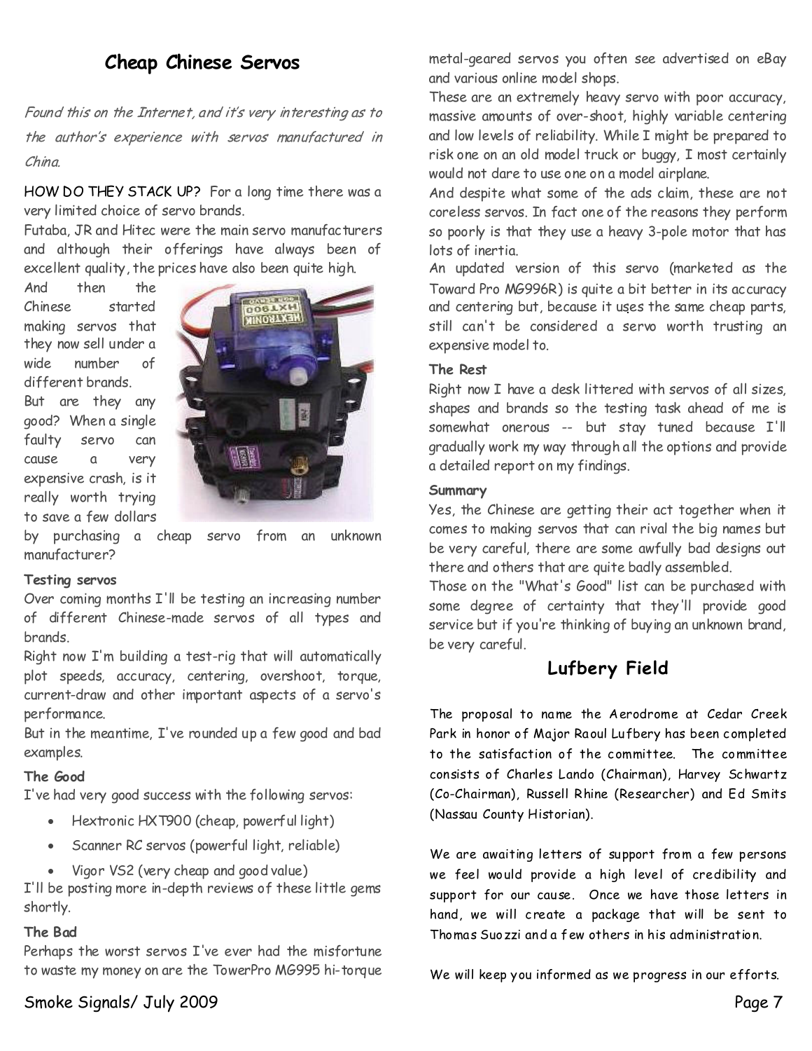## Cheap Chinese Servos

*Found this on the Internet, and it's very interesting as to the author's experience with servos manufactured in China.*

HOW DO THEY STACK UP? For a long time there was a very limited choice of servo brands.

Futaba, JR and Hitec were the main servo manufacturers and although their offerings have always been of excellent quality, the prices have also been quite high.

And then the Chinese started making servos that they now sell under a wide number of different brands.

But are they any good? When a single faulty servo can cause a very expensive crash, is it really worth trying to save a few dollars by purchasing a cheap servo from an unknown manufacturer?

**Testing servos**

Over coming months I'll be testing an increasing number of different Chinese-made servos of all types and brands.

Right now I'm building a test-rig that will automatically plot speeds, accuracy, centering, overshoot, torque, current-draw and other important aspects of a servo's performance.

But in the meantime, I've rounded up a few good and bad examples.

**The Good**

I've had very good success with the following servos:

- Hextronic HXT900 (cheap, powerful light)
- Scanner RC servos (powerful light, reliable)
- Vigor VS2 (very cheap and good value)

I'll be posting more in-depth reviews of these little gems shortly.

**The Bad**

Perhaps the worst servos I've ever had the misfortune to waste my money on are the TowerPro MG995 hi-torque metal-geared servos you often see advertised on eBay and various online model shops.

These are an extremely heavy servo with poor accuracy, massive amounts of over-shoot, highly variable centering and low levels of reliability. While I might be prepared to risk one on an old model truck or buggy, I most certainly would not dare to use one on a model airplane.

And despite what some of the ads claim, these are not coreless servos. In fact one of the reasons they perform so poorly is that they use a heavy 3-pole motor that has lots of inertia.

An updated version of this servo (marketed as the Toward Pro MG996R) is quite a bit better in its accuracy and centering but, because it uses the same cheap parts, still can't be considered a servo worth trusting an expensive model to.

**The Rest**

Right now I have a desk littered with servos of all sizes, shapes and brands so the testing task ahead of me is somewhat onerous -- but stay tuned because I'll gradually work my way through all the options and provide a detailed report on my findings.

**Summary**

Yes, the Chinese are getting their act together when it comes to making servos that can rival the big names but be very careful, there are some awfully bad designs out there and others that are quite badly assembled.

Those on the "What's Good" list can be purchased with some degree of certainty that they'll provide good service but if you're thinking of buying an unknown brand, be very careful.

## Lufbery Field

The proposal to name the Aerodrome at Cedar Creek Park in honor of Major Raoul Lufbery has been completed to the satisfaction of the committee. The committee consists of Charles Lando (Chairman), Harvey Schwartz (Co-Chairman), Russell Rhine (Researcher) and Ed Smits (Nassau County Historian).

We are awaiting letters of support from a few persons we feel would provide a high level of credibility and support for our cause. Once we have those letters in hand, we will create a package that will be sent to Thomas Suozzi and a few others in his administration.

We will keep you informed as we progress in our efforts.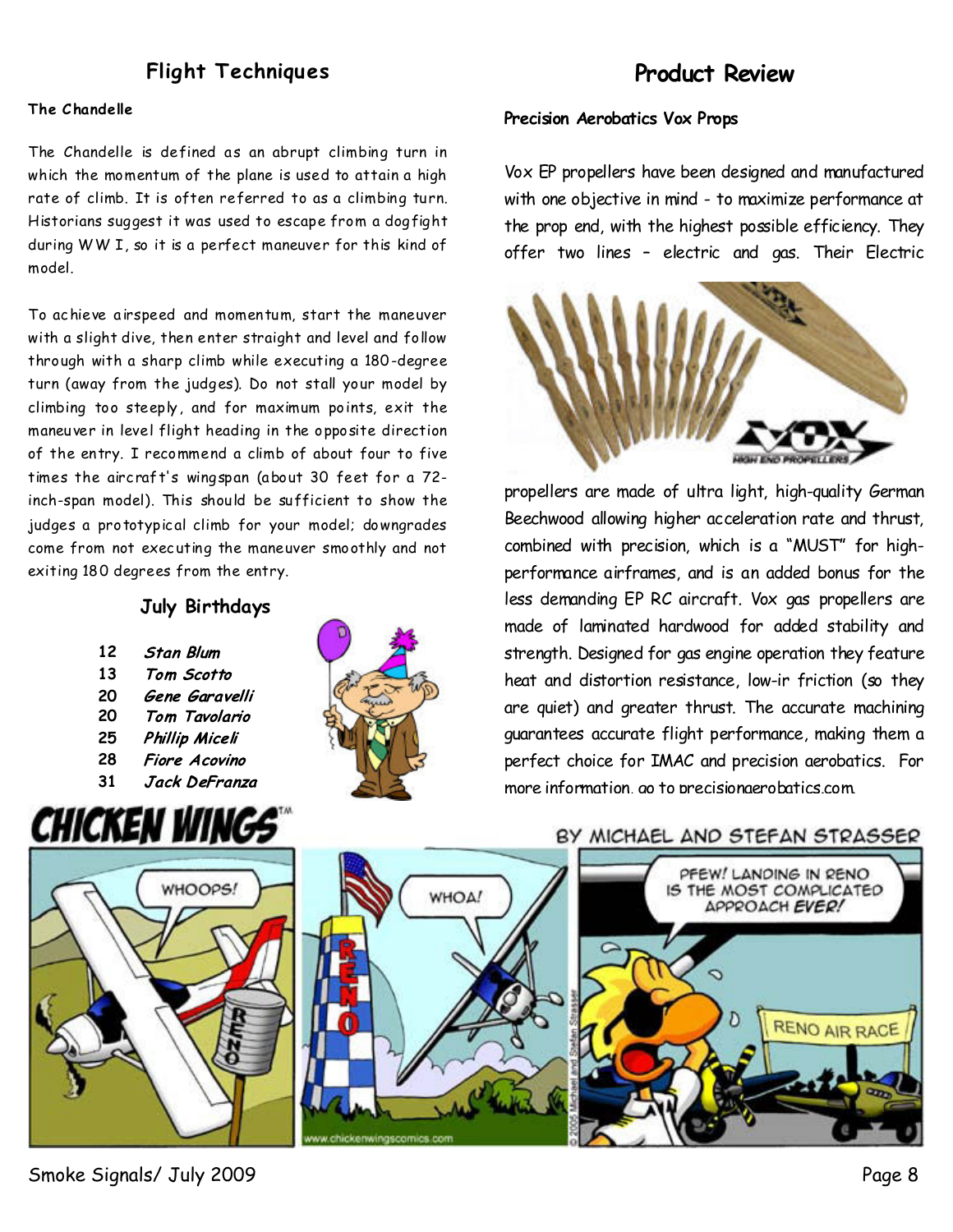## Flight Techniques

**The Chandelle**

The Chandelle is defined as an abrupt climbing turn in which the momentum of the plane is used to attain a high rate of climb. It is often referred to as a climbing turn. Historians suggest it was used to escape from a dogfight during WW I, so it is a perfect maneuver for this kind of model.

To achieve airspeed and momentum, start the maneuver with a slight dive, then enter straight and level and follow through with a sharp climb while executing a 180-degree turn (away from the judges). Do not stall your model by climbing too steeply, and for maximum points, exit the maneuver in level flight heading in the opposite direction of the entry. I recommend a climb of about four to five times the aircraft's wingspan (about 30 feet for a 72-inch-span model). This should be sufficient to show the judges a prototypical climb for your model; downgrades come from not executing the maneuver smoothly and not exiting 180 degrees from the entry.

### July Birthdays

| | |
|---|---|
| 12 | *Stan Blum* |
| 13 | *Tom Scotto* |
| 20 | *Gene Garavelli* |
| 20 | *Tom Tavolario* |
| 25 | *Phillip Miceli* |
| 28 | *Fiore Acovino* |
| 31 | *Jack DeFranza* |

## Product Review

**Precision Aerobatics Vox Props**

Vox EP propellers have been designed and manufactured with one objective in mind - to maximize performance at the prop end, with the highest possible efficiency. They offer two lines – electric and gas. Their Electric propellers are made of ultra light, high-quality German Beechwood allowing higher acceleration rate and thrust, combined with precision, which is a "MUST" for high-performance airframes, and is an added bonus for the less demanding EP RC aircraft. Vox gas propellers are made of laminated hardwood for added stability and strength. Designed for gas engine operation they feature heat and distortion resistance, low-ir friction (so they are quiet) and greater thrust. The accurate machining guarantees accurate flight performance, making them a perfect choice for IMAC and precision aerobatics. For more information, go to precisionaerobatics.com.